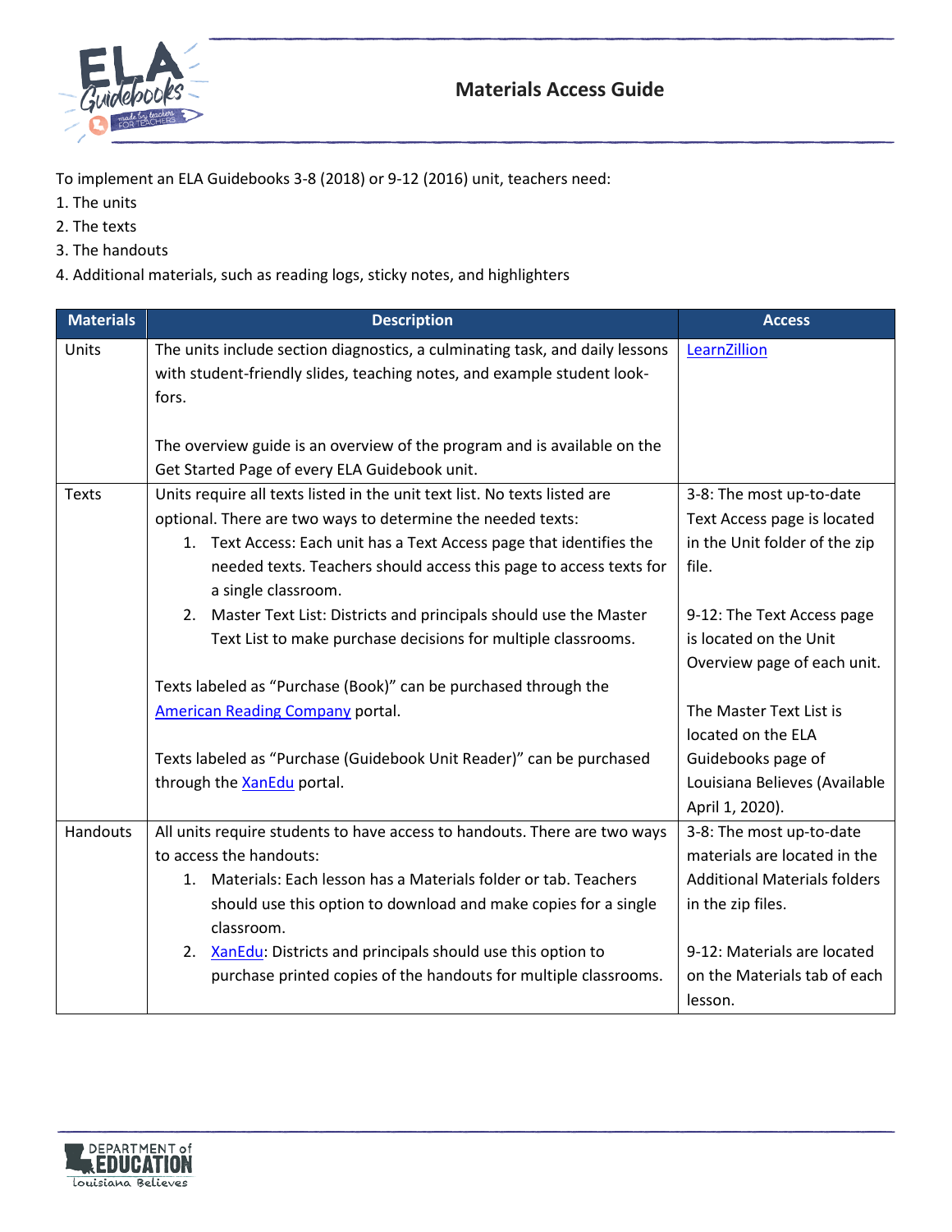# Materials Access Guide

To implement an ELA Guidebooks 3-8 (2018) or 9-12 (2016) unit, teachers need:

1. The units
2. The texts
3. The handouts
4. Additional materials, such as reading logs, sticky notes, and highlighters

| Materials | Description | Access |
|---|---|---|
| Units | The units include section diagnostics, a culminating task, and daily lessons with student-friendly slides, teaching notes, and example student look-fors.<br><br>The overview guide is an overview of the program and is available on the Get Started Page of every ELA Guidebook unit. | LearnZillion |
| Texts | Units require all texts listed in the unit text list. No texts listed are optional. There are two ways to determine the needed texts:<br>1. Text Access: Each unit has a Text Access page that identifies the needed texts. Teachers should access this page to access texts for a single classroom.<br>2. Master Text List: Districts and principals should use the Master Text List to make purchase decisions for multiple classrooms.<br><br>Texts labeled as "Purchase (Book)" can be purchased through the American Reading Company portal.<br><br>Texts labeled as "Purchase (Guidebook Unit Reader)" can be purchased through the XanEdu portal. | 3-8: The most up-to-date Text Access page is located in the Unit folder of the zip file.<br><br>9-12: The Text Access page is located on the Unit Overview page of each unit.<br><br>The Master Text List is located on the ELA Guidebooks page of Louisiana Believes (Available April 1, 2020). |
| Handouts | All units require students to have access to handouts. There are two ways to access the handouts:<br>1. Materials: Each lesson has a Materials folder or tab. Teachers should use this option to download and make copies for a single classroom.<br>2. XanEdu: Districts and principals should use this option to purchase printed copies of the handouts for multiple classrooms. | 3-8: The most up-to-date materials are located in the Additional Materials folders in the zip files.<br><br>9-12: Materials are located on the Materials tab of each lesson. |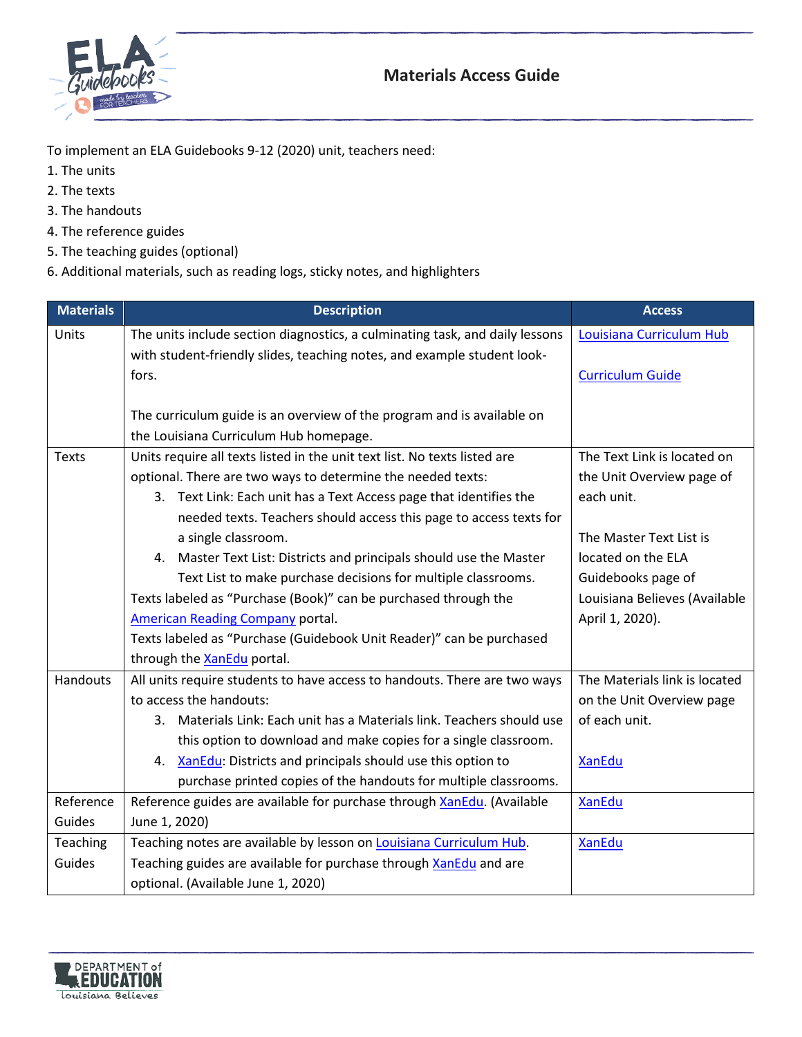# Materials Access Guide

To implement an ELA Guidebooks 9-12 (2020) unit, teachers need:

1. The units
2. The texts
3. The handouts
4. The reference guides
5. The teaching guides (optional)
6. Additional materials, such as reading logs, sticky notes, and highlighters

| Materials | Description | Access |
|---|---|---|
| Units | The units include section diagnostics, a culminating task, and daily lessons with student-friendly slides, teaching notes, and example student look-fors.<br><br>The curriculum guide is an overview of the program and is available on the Louisiana Curriculum Hub homepage. | Louisiana Curriculum Hub<br><br>Curriculum Guide |
| Texts | Units require all texts listed in the unit text list. No texts listed are optional. There are two ways to determine the needed texts:<br>3. Text Link: Each unit has a Text Access page that identifies the needed texts. Teachers should access this page to access texts for a single classroom.<br>4. Master Text List: Districts and principals should use the Master Text List to make purchase decisions for multiple classrooms.<br>Texts labeled as "Purchase (Book)" can be purchased through the American Reading Company portal.<br>Texts labeled as "Purchase (Guidebook Unit Reader)" can be purchased through the XanEdu portal. | The Text Link is located on the Unit Overview page of each unit.<br><br>The Master Text List is located on the ELA Guidebooks page of Louisiana Believes (Available April 1, 2020). |
| Handouts | All units require students to have access to handouts. There are two ways to access the handouts:<br>3. Materials Link: Each unit has a Materials link. Teachers should use this option to download and make copies for a single classroom.<br>4. XanEdu: Districts and principals should use this option to purchase printed copies of the handouts for multiple classrooms. | The Materials link is located on the Unit Overview page of each unit.<br><br>XanEdu |
| Reference Guides | Reference guides are available for purchase through XanEdu. (Available June 1, 2020) | XanEdu |
| Teaching Guides | Teaching notes are available by lesson on Louisiana Curriculum Hub. Teaching guides are available for purchase through XanEdu and are optional. (Available June 1, 2020) | XanEdu |